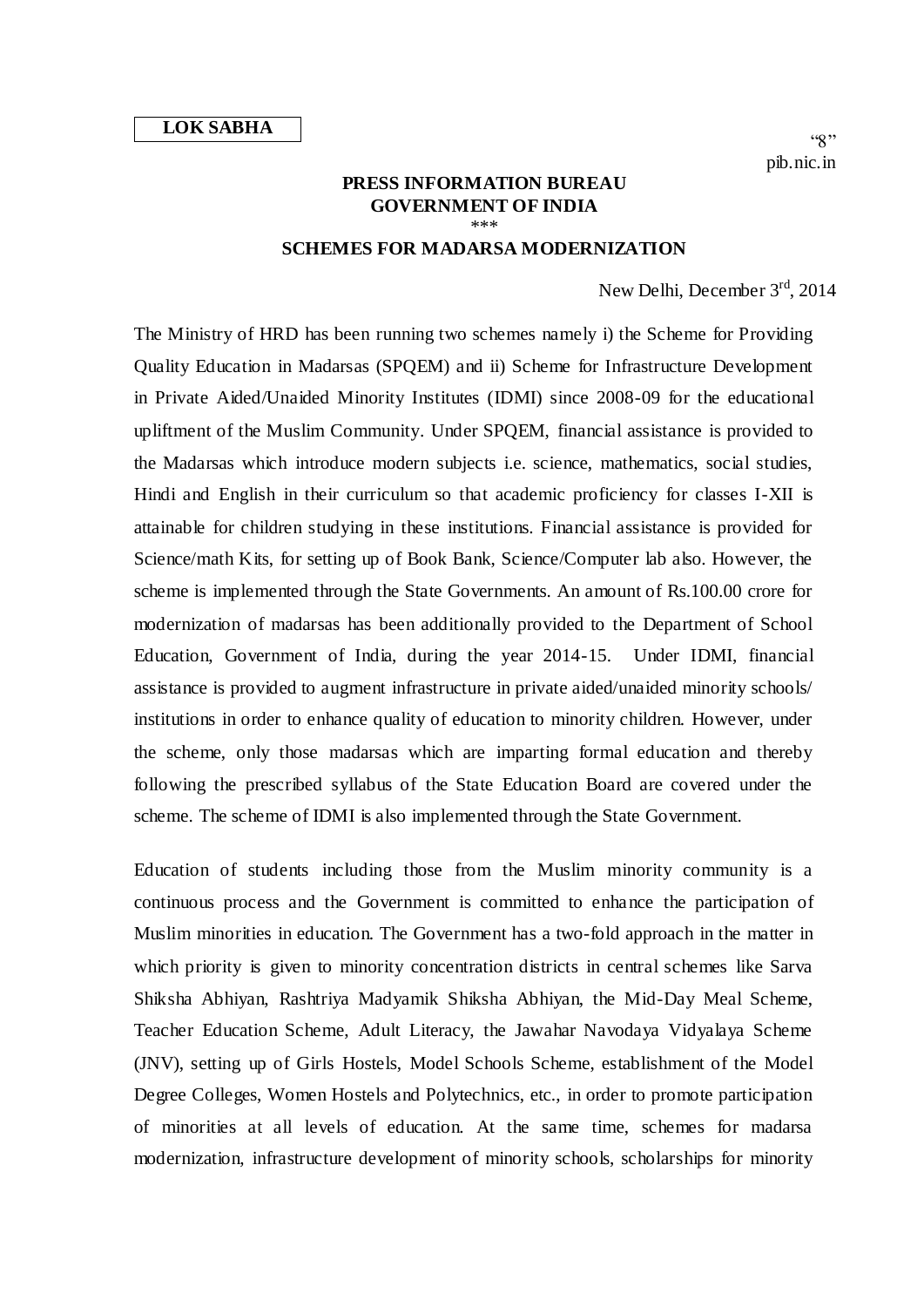**LOK SABHA**

"8"

pib.nic.in

**PRESS INFORMATION BUREAU**
**GOVERNMENT OF INDIA**

\*\*\*

**SCHEMES FOR MADARSA MODERNIZATION**

New Delhi, December 3rd, 2014

The Ministry of HRD has been running two schemes namely i) the Scheme for Providing Quality Education in Madarsas (SPQEM) and ii) Scheme for Infrastructure Development in Private Aided/Unaided Minority Institutes (IDMI) since 2008-09 for the educational upliftment of the Muslim Community. Under SPQEM, financial assistance is provided to the Madarsas which introduce modern subjects i.e. science, mathematics, social studies, Hindi and English in their curriculum so that academic proficiency for classes I-XII is attainable for children studying in these institutions. Financial assistance is provided for Science/math Kits, for setting up of Book Bank, Science/Computer lab also. However, the scheme is implemented through the State Governments. An amount of Rs.100.00 crore for modernization of madarsas has been additionally provided to the Department of School Education, Government of India, during the year 2014-15. Under IDMI, financial assistance is provided to augment infrastructure in private aided/unaided minority schools/ institutions in order to enhance quality of education to minority children. However, under the scheme, only those madarsas which are imparting formal education and thereby following the prescribed syllabus of the State Education Board are covered under the scheme. The scheme of IDMI is also implemented through the State Government.

Education of students including those from the Muslim minority community is a continuous process and the Government is committed to enhance the participation of Muslim minorities in education. The Government has a two-fold approach in the matter in which priority is given to minority concentration districts in central schemes like Sarva Shiksha Abhiyan, Rashtriya Madyamik Shiksha Abhiyan, the Mid-Day Meal Scheme, Teacher Education Scheme, Adult Literacy, the Jawahar Navodaya Vidyalaya Scheme (JNV), setting up of Girls Hostels, Model Schools Scheme, establishment of the Model Degree Colleges, Women Hostels and Polytechnics, etc., in order to promote participation of minorities at all levels of education. At the same time, schemes for madarsa modernization, infrastructure development of minority schools, scholarships for minority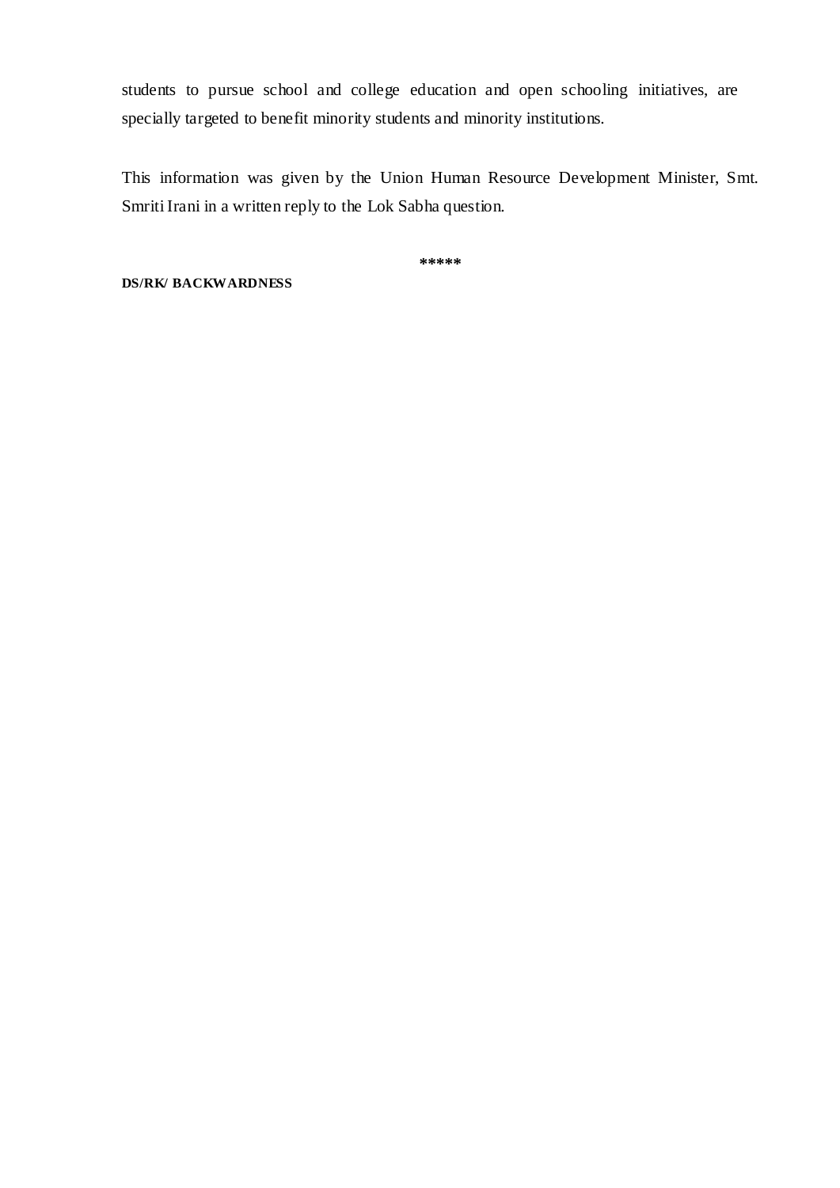students to pursue school and college education and open schooling initiatives, are specially targeted to benefit minority students and minority institutions.

This information was given by the Union Human Resource Development Minister, Smt. Smriti Irani in a written reply to the Lok Sabha question.

*****

**DS/RK/ BACKWARDNESS**